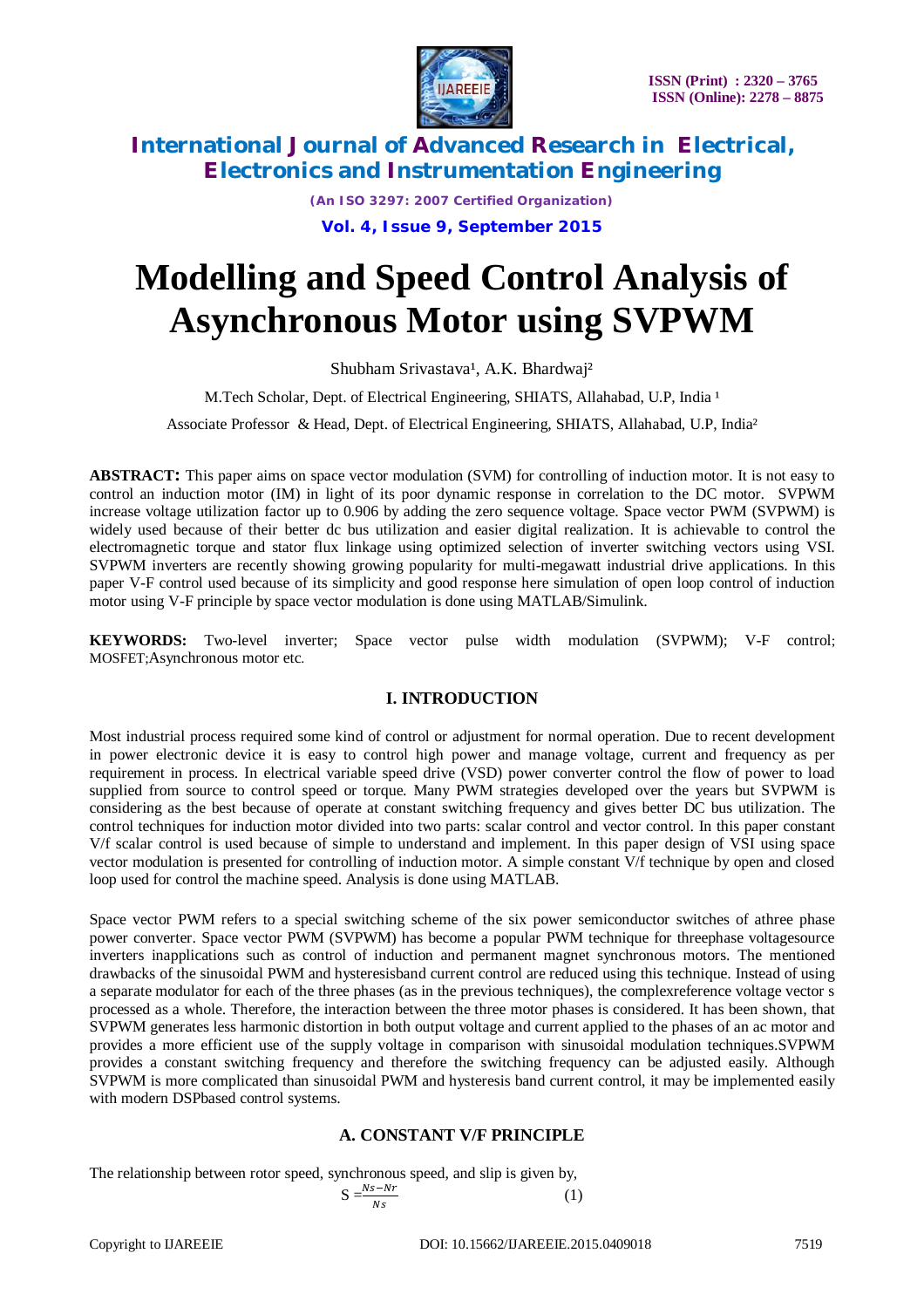# Modelling and Speed Control Analysis of Asynchronous Motor using SVPWM

Shubham Srivastava[1], A.K. Bhardwaj[2]

M.Tech Scholar, Dept. of Electrical Engineering, SHIATS, Allahabad, U.P, India [1]

Associate Professor & Head, Dept. of Electrical Engineering, SHIATS, Allahabad, U.P, India[2]

**ABSTRACT:** This paper aims on space vector modulation (SVM) for controlling of induction motor. It is not easy to control an induction motor (IM) in light of its poor dynamic response in correlation to the DC motor. SVPWM increase voltage utilization factor up to 0.906 by adding the zero sequence voltage. Space vector PWM (SVPWM) is widely used because of their better dc bus utilization and easier digital realization. It is achievable to control the electromagnetic torque and stator flux linkage using optimized selection of inverter switching vectors using VSI. SVPWM inverters are recently showing growing popularity for multi-megawatt industrial drive applications. In this paper V-F control used because of its simplicity and good response here simulation of open loop control of induction motor using V-F principle by space vector modulation is done using MATLAB/Simulink.

**KEYWORDS:** Two-level inverter; Space vector pulse width modulation (SVPWM); V-F control; MOSFET;Asynchronous motor etc.

## I. INTRODUCTION

Most industrial process required some kind of control or adjustment for normal operation. Due to recent development in power electronic device it is easy to control high power and manage voltage, current and frequency as per requirement in process. In electrical variable speed drive (VSD) power converter control the flow of power to load supplied from source to control speed or torque. Many PWM strategies developed over the years but SVPWM is considering as the best because of operate at constant switching frequency and gives better DC bus utilization. The control techniques for induction motor divided into two parts: scalar control and vector control. In this paper constant V/f scalar control is used because of simple to understand and implement. In this paper design of VSI using space vector modulation is presented for controlling of induction motor. A simple constant V/f technique by open and closed loop used for control the machine speed. Analysis is done using MATLAB.

Space vector PWM refers to a special switching scheme of the six power semiconductor switches of athree phase power converter. Space vector PWM (SVPWM) has become a popular PWM technique for threephase voltagesource inverters inapplications such as control of induction and permanent magnet synchronous motors. The mentioned drawbacks of the sinusoidal PWM and hysteresisband current control are reduced using this technique. Instead of using a separate modulator for each of the three phases (as in the previous techniques), the complexreference voltage vector s processed as a whole. Therefore, the interaction between the three motor phases is considered. It has been shown, that SVPWM generates less harmonic distortion in both output voltage and current applied to the phases of an ac motor and provides a more efficient use of the supply voltage in comparison with sinusoidal modulation techniques.SVPWM provides a constant switching frequency and therefore the switching frequency can be adjusted easily. Although SVPWM is more complicated than sinusoidal PWM and hysteresis band current control, it may be implemented easily with modern DSPbased control systems.

### A. CONSTANT V/F PRINCIPLE

The relationship between rotor speed, synchronous speed, and slip is given by,

$$S = \frac{Ns - Nr}{Ns} \qquad (1)$$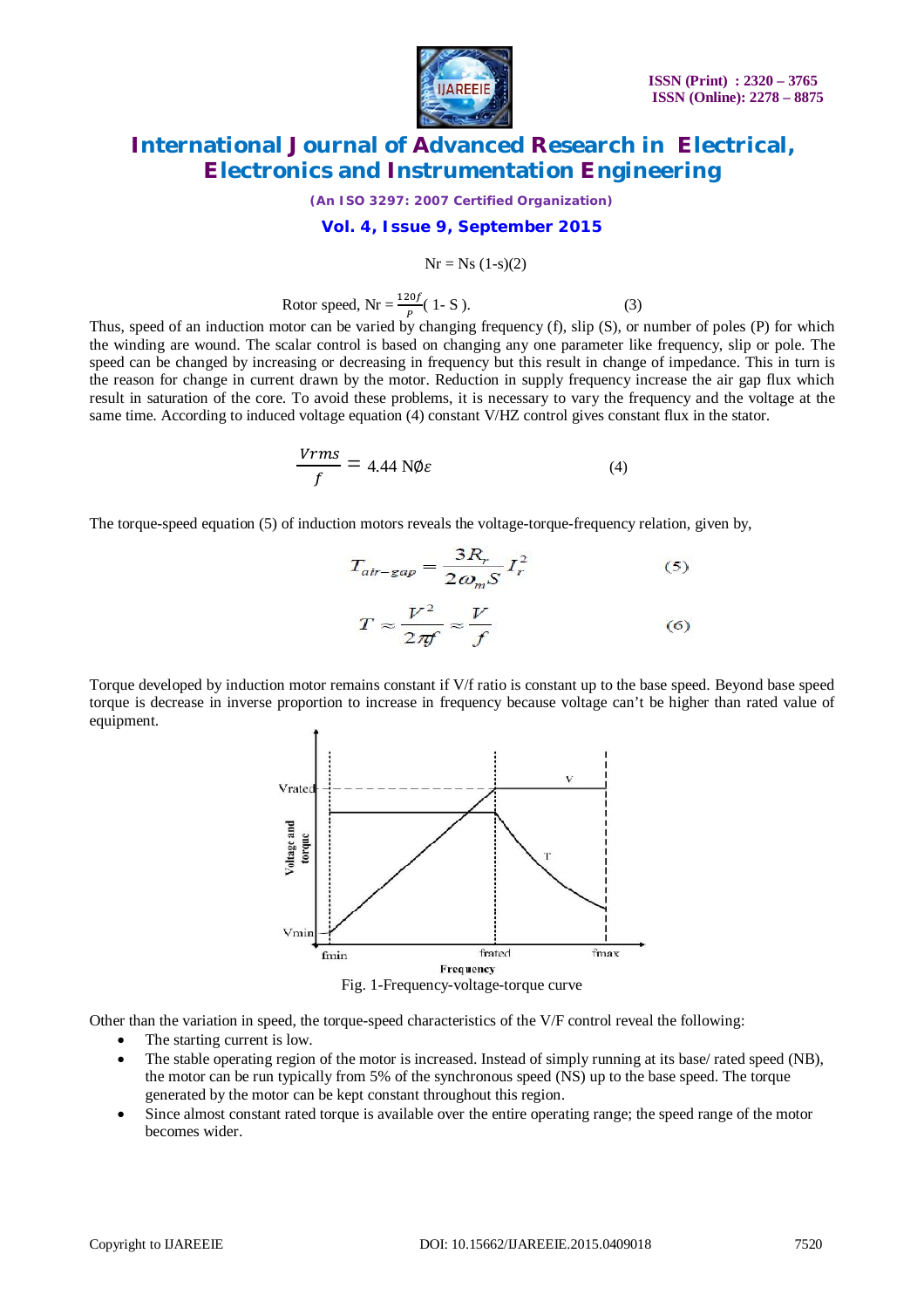$$Nr = Ns\ (1\text{-}s)(2)$$

$$\text{Rotor speed, } Nr = \frac{120f}{P}(\ 1\text{- } S\ ). \tag{3}$$

Thus, speed of an induction motor can be varied by changing frequency (f), slip (S), or number of poles (P) for which the winding are wound. The scalar control is based on changing any one parameter like frequency, slip or pole. The speed can be changed by increasing or decreasing in frequency but this result in change of impedance. This in turn is the reason for change in current drawn by the motor. Reduction in supply frequency increase the air gap flux which result in saturation of the core. To avoid these problems, it is necessary to vary the frequency and the voltage at the same time. According to induced voltage equation (4) constant V/HZ control gives constant flux in the stator.

$$\frac{Vrms}{f} = 4.44\ N\emptyset\varepsilon \tag{4}$$

The torque-speed equation (5) of induction motors reveals the voltage-torque-frequency relation, given by,

$$T_{air-gap} = \frac{3R_r}{2\omega_m S} I_r^2 \tag{5}$$

$$T \approx \frac{V^2}{2\pi f} \approx \frac{V}{f} \tag{6}$$

Torque developed by induction motor remains constant if V/f ratio is constant up to the base speed. Beyond base speed torque is decrease in inverse proportion to increase in frequency because voltage can't be higher than rated value of equipment.

Fig. 1-Frequency-voltage-torque curve

Other than the variation in speed, the torque-speed characteristics of the V/F control reveal the following:

- The starting current is low.
- The stable operating region of the motor is increased. Instead of simply running at its base/ rated speed (NB), the motor can be run typically from 5% of the synchronous speed (NS) up to the base speed. The torque generated by the motor can be kept constant throughout this region.
- Since almost constant rated torque is available over the entire operating range; the speed range of the motor becomes wider.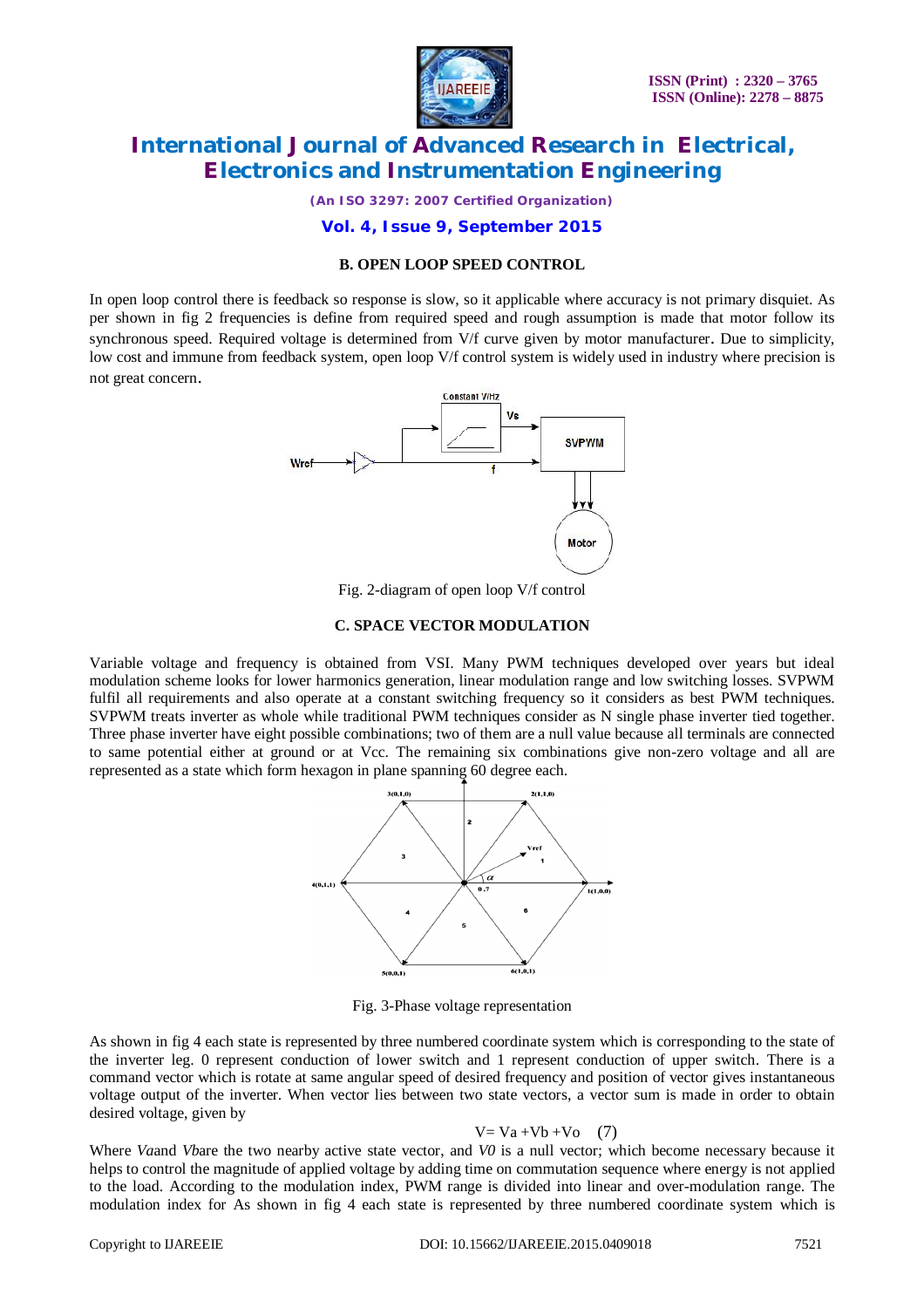### B. OPEN LOOP SPEED CONTROL

In open loop control there is feedback so response is slow, so it applicable where accuracy is not primary disquiet. As per shown in fig 2 frequencies is define from required speed and rough assumption is made that motor follow its synchronous speed. Required voltage is determined from V/f curve given by motor manufacturer. Due to simplicity, low cost and immune from feedback system, open loop V/f control system is widely used in industry where precision is not great concern.

Fig. 2-diagram of open loop V/f control

### C. SPACE VECTOR MODULATION

Variable voltage and frequency is obtained from VSI. Many PWM techniques developed over years but ideal modulation scheme looks for lower harmonics generation, linear modulation range and low switching losses. SVPWM fulfil all requirements and also operate at a constant switching frequency so it considers as best PWM techniques. SVPWM treats inverter as whole while traditional PWM techniques consider as N single phase inverter tied together. Three phase inverter have eight possible combinations; two of them are a null value because all terminals are connected to same potential either at ground or at Vcc. The remaining six combinations give non-zero voltage and all are represented as a state which form hexagon in plane spanning 60 degree each.

Fig. 3-Phase voltage representation

As shown in fig 4 each state is represented by three numbered coordinate system which is corresponding to the state of the inverter leg. 0 represent conduction of lower switch and 1 represent conduction of upper switch. There is a command vector which is rotate at same angular speed of desired frequency and position of vector gives instantaneous voltage output of the inverter. When vector lies between two state vectors, a vector sum is made in order to obtain desired voltage, given by

$$V = V_a + V_b + V_o \quad (7)$$

Where *Va*and *Vb*are the two nearby active state vector, and *V0* is a null vector; which become necessary because it helps to control the magnitude of applied voltage by adding time on commutation sequence where energy is not applied to the load. According to the modulation index, PWM range is divided into linear and over-modulation range. The modulation index for As shown in fig 4 each state is represented by three numbered coordinate system which is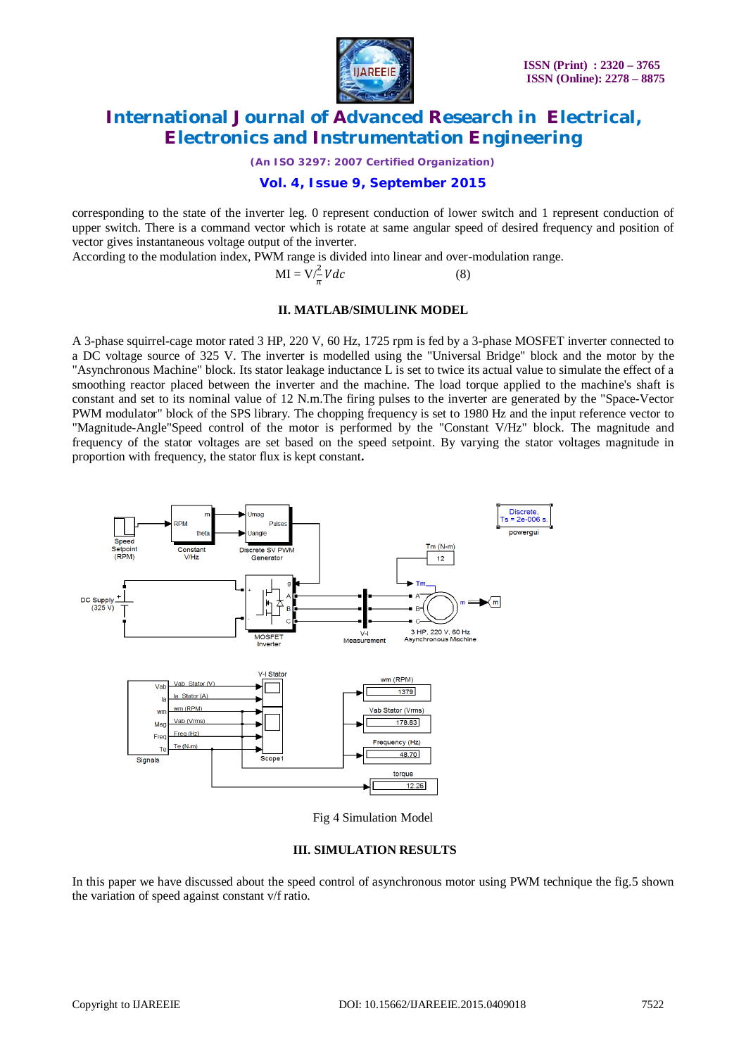corresponding to the state of the inverter leg. 0 represent conduction of lower switch and 1 represent conduction of upper switch. There is a command vector which is rotate at same angular speed of desired frequency and position of vector gives instantaneous voltage output of the inverter.
According to the modulation index, PWM range is divided into linear and over-modulation range.

$$\text{MI} = V/\frac{2}{\pi}Vdc \qquad (8)$$

## II. MATLAB/SIMULINK MODEL

A 3-phase squirrel-cage motor rated 3 HP, 220 V, 60 Hz, 1725 rpm is fed by a 3-phase MOSFET inverter connected to a DC voltage source of 325 V. The inverter is modelled using the "Universal Bridge" block and the motor by the "Asynchronous Machine" block. Its stator leakage inductance L is set to twice its actual value to simulate the effect of a smoothing reactor placed between the inverter and the machine. The load torque applied to the machine's shaft is constant and set to its nominal value of 12 N.m.The firing pulses to the inverter are generated by the "Space-Vector PWM modulator" block of the SPS library. The chopping frequency is set to 1980 Hz and the input reference vector to "Magnitude-Angle"Speed control of the motor is performed by the "Constant V/Hz" block. The magnitude and frequency of the stator voltages are set based on the speed setpoint. By varying the stator voltages magnitude in proportion with frequency, the stator flux is kept constant**.**

Fig 4 Simulation Model

## III. SIMULATION RESULTS

In this paper we have discussed about the speed control of asynchronous motor using PWM technique the fig.5 shown the variation of speed against constant v/f ratio.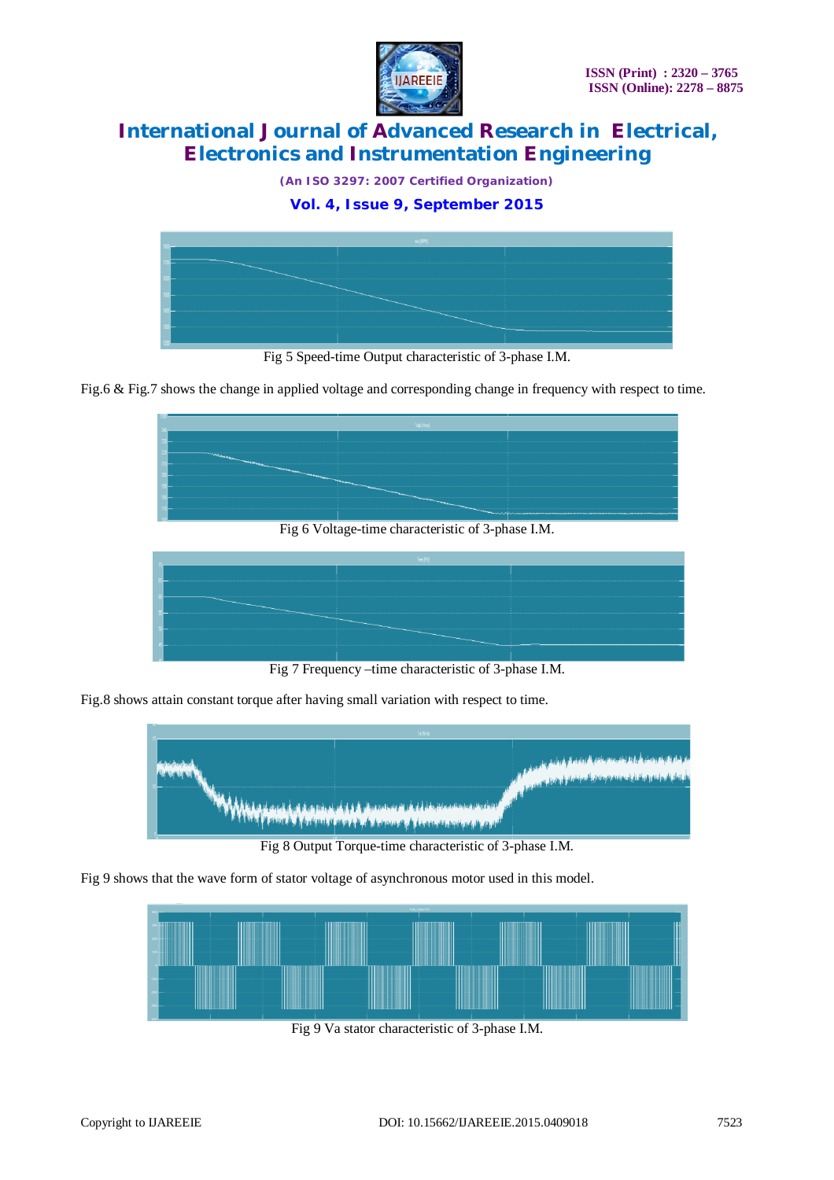Fig 5 Speed-time Output characteristic of 3-phase I.M.

Fig.6 & Fig.7 shows the change in applied voltage and corresponding change in frequency with respect to time.

Fig 6 Voltage-time characteristic of 3-phase I.M.

Fig 7 Frequency –time characteristic of 3-phase I.M.

Fig.8 shows attain constant torque after having small variation with respect to time.

Fig 8 Output Torque-time characteristic of 3-phase I.M.

Fig 9 shows that the wave form of stator voltage of asynchronous motor used in this model.

Fig 9 Va stator characteristic of 3-phase I.M.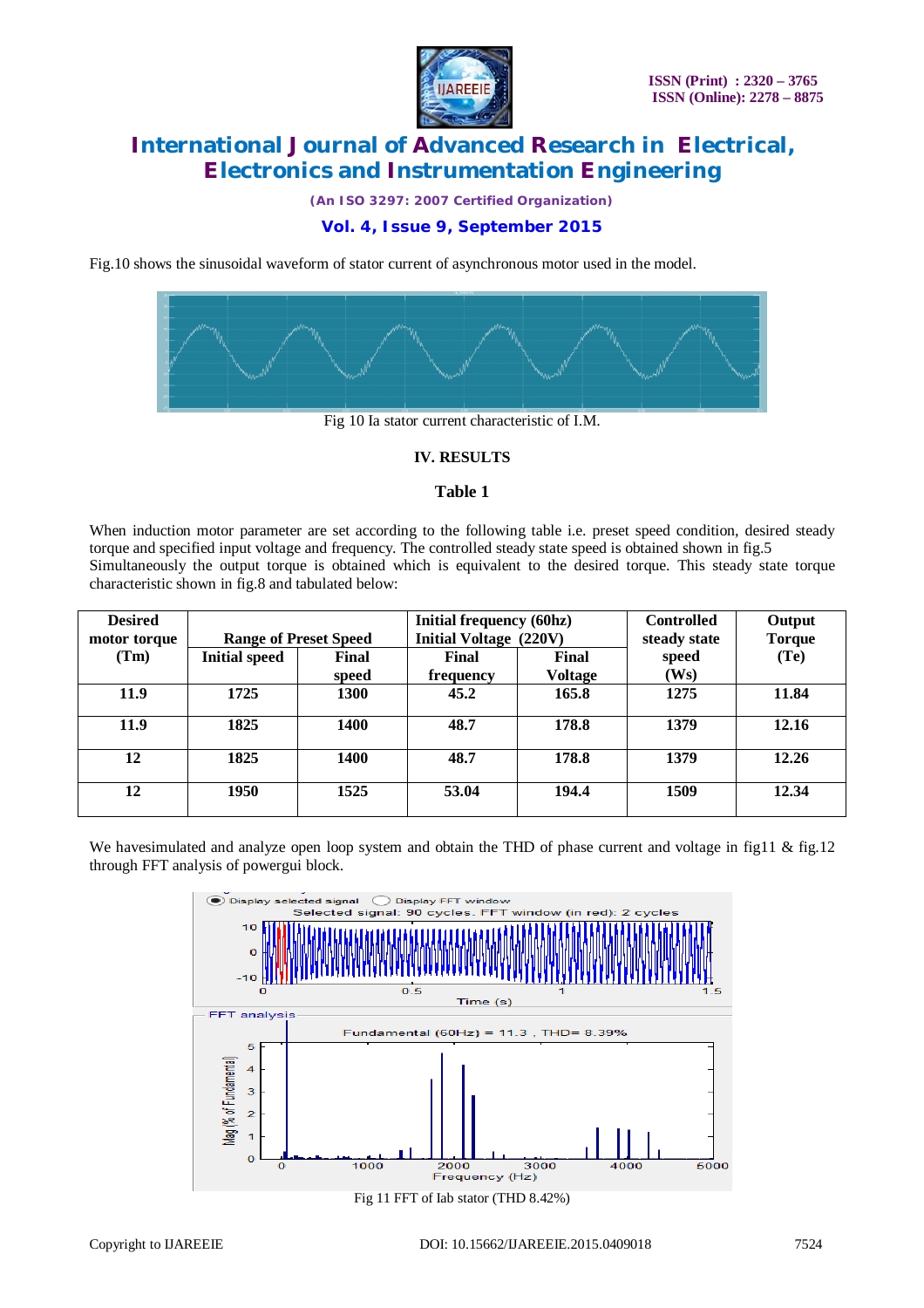Fig.10 shows the sinusoidal waveform of stator current of asynchronous motor used in the model.

Fig 10 Ia stator current characteristic of I.M.

## IV. RESULTS

### Table 1

When induction motor parameter are set according to the following table i.e. preset speed condition, desired steady torque and specified input voltage and frequency. The controlled steady state speed is obtained shown in fig.5 Simultaneously the output torque is obtained which is equivalent to the desired torque. This steady state torque characteristic shown in fig.8 and tabulated below:

| Desired motor torque (Tm) | Range of Preset Speed | | Initial frequency (60hz) Initial Voltage (220V) | | Controlled steady state speed (Ws) | Output Torque (Te) |
|---|---|---|---|---|---|---|
| | Initial speed | Final speed | Final frequency | Final Voltage | | |
| **11.9** | **1725** | **1300** | **45.2** | **165.8** | **1275** | **11.84** |
| **11.9** | **1825** | **1400** | **48.7** | **178.8** | **1379** | **12.16** |
| **12** | **1825** | **1400** | **48.7** | **178.8** | **1379** | **12.26** |
| **12** | **1950** | **1525** | **53.04** | **194.4** | **1509** | **12.34** |

We havesimulated and analyze open loop system and obtain the THD of phase current and voltage in fig11 & fig.12 through FFT analysis of powergui block.

Fig 11 FFT of Iab stator (THD 8.42%)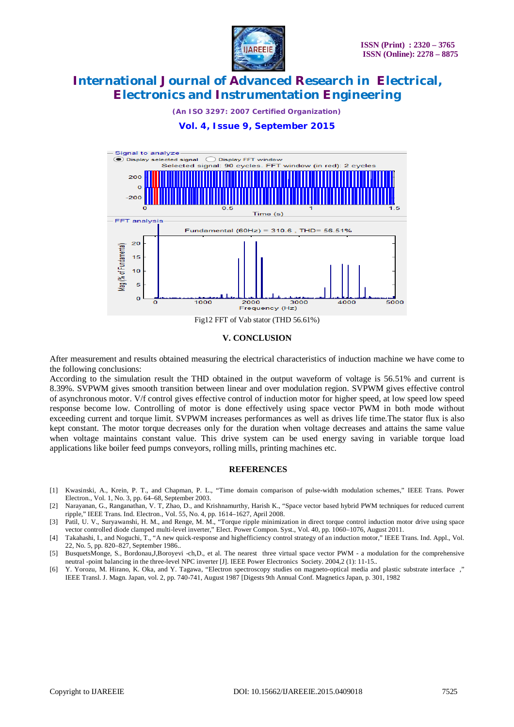Signal to analyze

Display selected signal   Display FFT window

Selected signal: 90 cycles. FFT window (in red): 2 cycles

200
0
-200

0   0.5   1   1.5

Time (s)

FFT analysis

Fundamental (60Hz) = 310.6 , THD= 56.51%

Mag (% of Fundamental)

20
15
10
5
0

0   1000   2000   3000   4000   5000

Frequency (Hz)

Fig12 FFT of Vab stator (THD 56.61%)

## V. CONCLUSION

After measurement and results obtained measuring the electrical characteristics of induction machine we have come to the following conclusions:

According to the simulation result the THD obtained in the output waveform of voltage is 56.51% and current is 8.39%. SVPWM gives smooth transition between linear and over modulation region. SVPWM gives effective control of asynchronous motor. V/f control gives effective control of induction motor for higher speed, at low speed low speed response become low. Controlling of motor is done effectively using space vector PWM in both mode without exceeding current and torque limit. SVPWM increases performances as well as drives life time.The stator flux is also kept constant. The motor torque decreases only for the duration when voltage decreases and attains the same value when voltage maintains constant value. This drive system can be used energy saving in variable torque load applications like boiler feed pumps conveyors, rolling mills, printing machines etc.

## REFERENCES

[1] Kwasinski, A., Krein, P. T., and Chapman, P. L., "Time domain comparison of pulse-width modulation schemes," IEEE Trans. Power Electron., Vol. 1, No. 3, pp. 64–68, September 2003.

[2] Narayanan, G., Ranganathan, V. T, Zhao, D., and Krishnamurthy, Harish K., "Space vector based hybrid PWM techniques for reduced current ripple," IEEE Trans. Ind. Electron., Vol. 55, No. 4, pp. 1614–1627, April 2008.

[3] Patil, U. V., Suryawanshi, H. M., and Renge, M. M., "Torque ripple minimization in direct torque control induction motor drive using space vector controlled diode clamped multi-level inverter," Elect. Power Compon. Syst., Vol. 40, pp. 1060–1076, August 2011.

[4] Takahashi, I., and Noguchi, T., "A new quick-response and highefficiency control strategy of an induction motor," IEEE Trans. Ind. Appl., Vol. 22, No. 5, pp. 820–827, September 1986..

[5] BusquetsMonge, S., Bordonau,J,Boroyevi -ch,D., et al. The nearest three virtual space vector PWM - a modulation for the comprehensive neutral -point balancing in the three-level NPC inverter [J]. IEEE Power Electronics Society. 2004,2 (1): 11-15..

[6] Y. Yorozu, M. Hirano, K. Oka, and Y. Tagawa, "Electron spectroscopy studies on magneto-optical media and plastic substrate interface ," IEEE Transl. J. Magn. Japan, vol. 2, pp. 740-741, August 1987 [Digests 9th Annual Conf. Magnetics Japan, p. 301, 1982